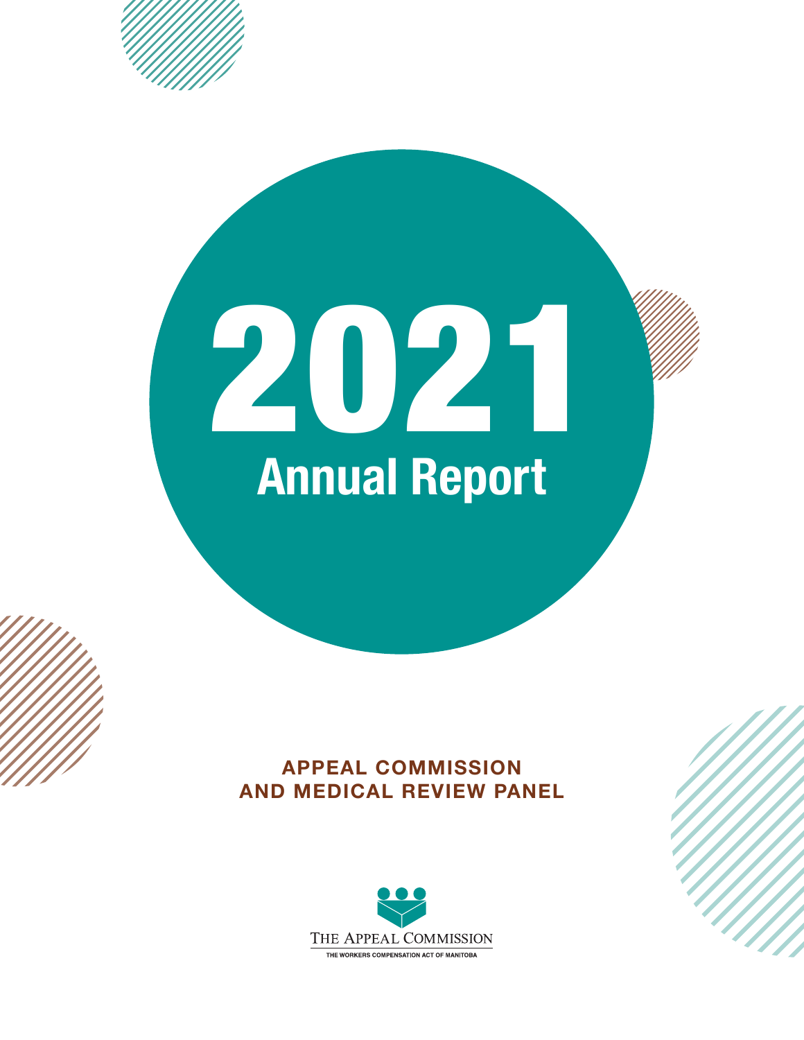# 2021 Annual Report

## APPEAL COMMISSION AND MEDICAL REVIEW PANEL

THE APPEAL COMMISSION

THE WORKERS COMPENSATION ACT OF MANITOBA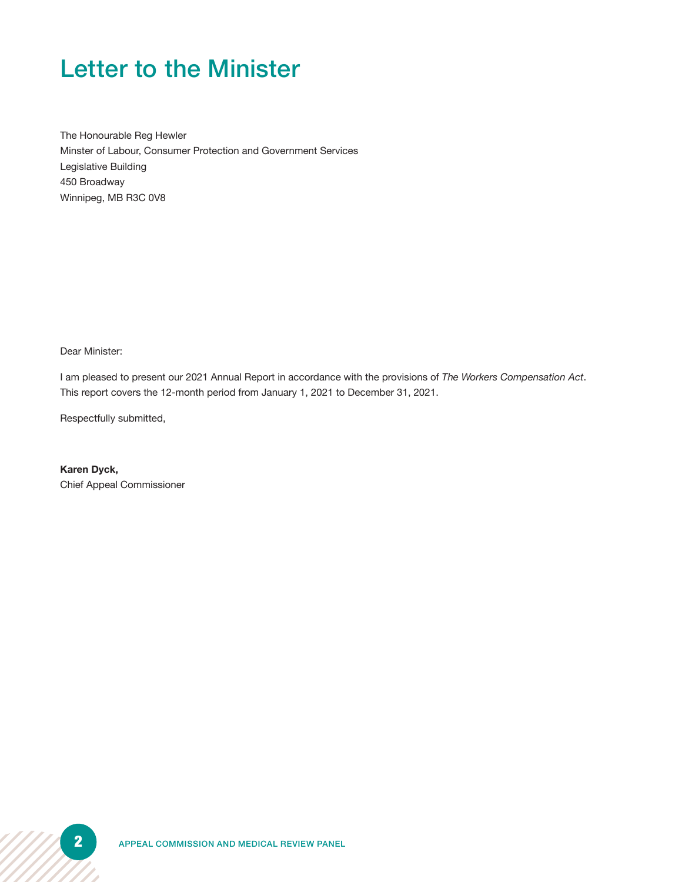# Letter to the Minister

The Honourable Reg Hewler
Minster of Labour, Consumer Protection and Government Services
Legislative Building
450 Broadway
Winnipeg, MB R3C 0V8

Dear Minister:

I am pleased to present our 2021 Annual Report in accordance with the provisions of *The Workers Compensation Act*. This report covers the 12-month period from January 1, 2021 to December 31, 2021.

Respectfully submitted,

**Karen Dyck,**
Chief Appeal Commissioner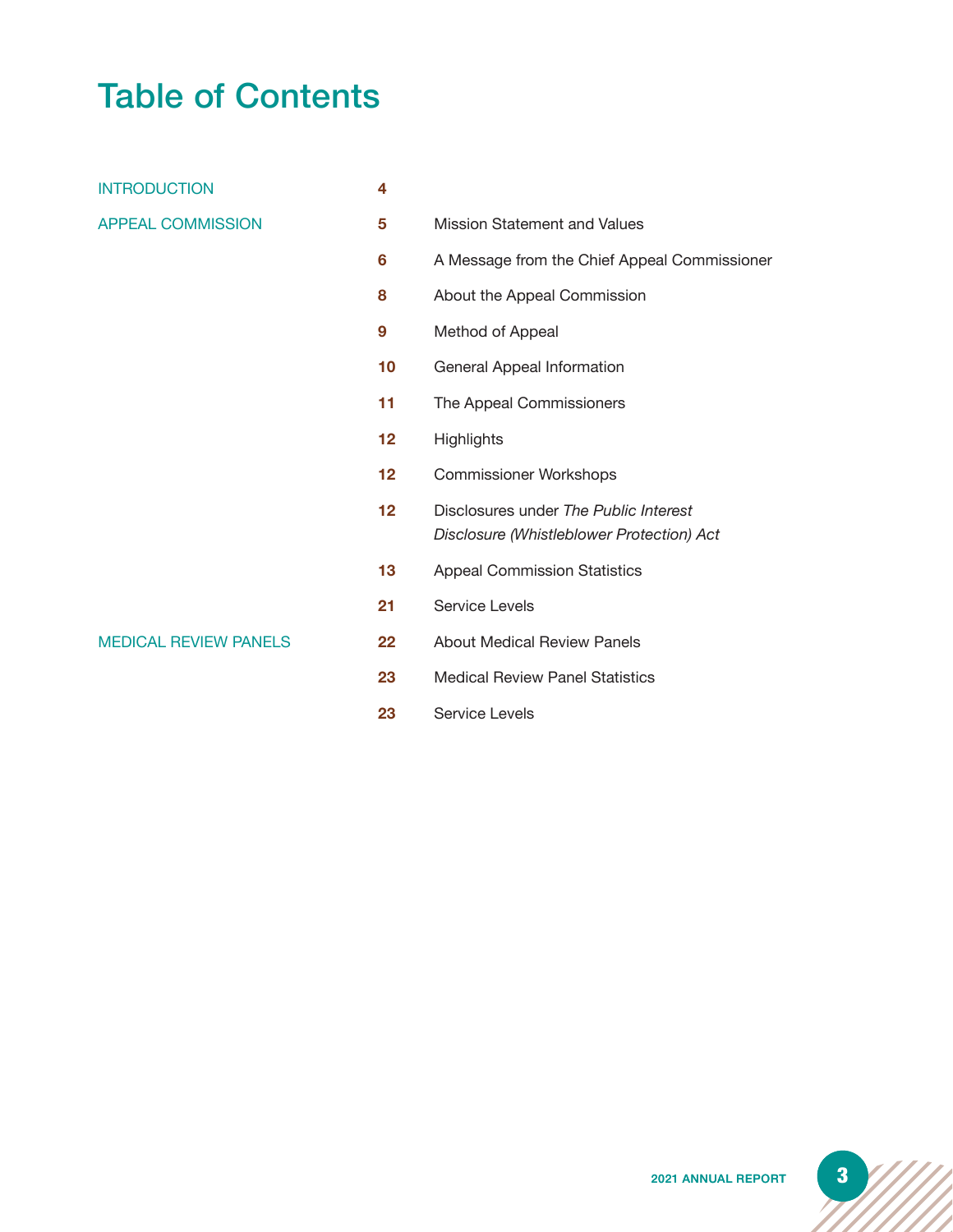# Table of Contents

| | | |
|---|---|---|
| INTRODUCTION | 4 | |
| APPEAL COMMISSION | 5 | Mission Statement and Values |
| | 6 | A Message from the Chief Appeal Commissioner |
| | 8 | About the Appeal Commission |
| | 9 | Method of Appeal |
| | 10 | General Appeal Information |
| | 11 | The Appeal Commissioners |
| | 12 | Highlights |
| | 12 | Commissioner Workshops |
| | 12 | Disclosures under *The Public Interest Disclosure (Whistleblower Protection) Act* |
| | 13 | Appeal Commission Statistics |
| | 21 | Service Levels |
| MEDICAL REVIEW PANELS | 22 | About Medical Review Panels |
| | 23 | Medical Review Panel Statistics |
| | 23 | Service Levels |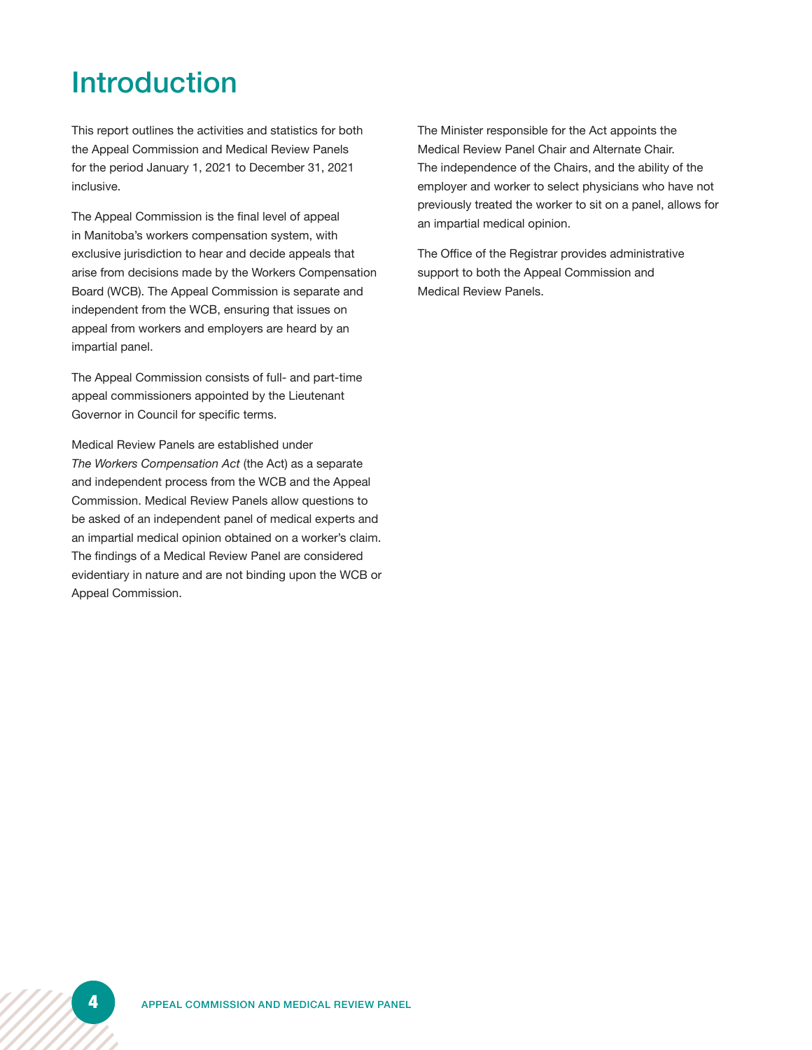# Introduction

This report outlines the activities and statistics for both the Appeal Commission and Medical Review Panels for the period January 1, 2021 to December 31, 2021 inclusive.

The Appeal Commission is the final level of appeal in Manitoba's workers compensation system, with exclusive jurisdiction to hear and decide appeals that arise from decisions made by the Workers Compensation Board (WCB). The Appeal Commission is separate and independent from the WCB, ensuring that issues on appeal from workers and employers are heard by an impartial panel.

The Appeal Commission consists of full- and part-time appeal commissioners appointed by the Lieutenant Governor in Council for specific terms.

Medical Review Panels are established under *The Workers Compensation Act* (the Act) as a separate and independent process from the WCB and the Appeal Commission. Medical Review Panels allow questions to be asked of an independent panel of medical experts and an impartial medical opinion obtained on a worker's claim. The findings of a Medical Review Panel are considered evidentiary in nature and are not binding upon the WCB or Appeal Commission.

The Minister responsible for the Act appoints the Medical Review Panel Chair and Alternate Chair. The independence of the Chairs, and the ability of the employer and worker to select physicians who have not previously treated the worker to sit on a panel, allows for an impartial medical opinion.

The Office of the Registrar provides administrative support to both the Appeal Commission and Medical Review Panels.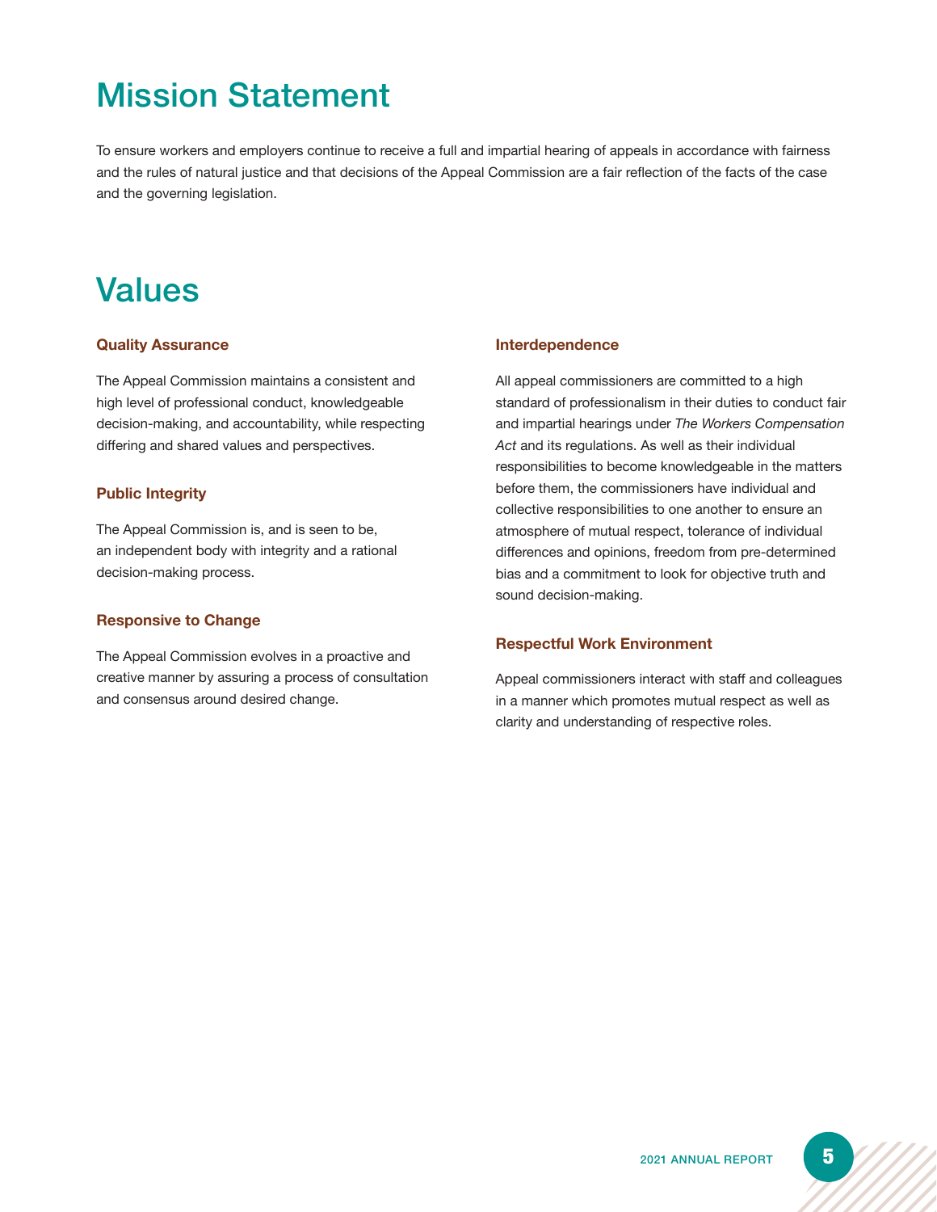# Mission Statement

To ensure workers and employers continue to receive a full and impartial hearing of appeals in accordance with fairness and the rules of natural justice and that decisions of the Appeal Commission are a fair reflection of the facts of the case and the governing legislation.

# Values

### Quality Assurance

The Appeal Commission maintains a consistent and high level of professional conduct, knowledgeable decision-making, and accountability, while respecting differing and shared values and perspectives.

### Public Integrity

The Appeal Commission is, and is seen to be, an independent body with integrity and a rational decision-making process.

### Responsive to Change

The Appeal Commission evolves in a proactive and creative manner by assuring a process of consultation and consensus around desired change.

### Interdependence

All appeal commissioners are committed to a high standard of professionalism in their duties to conduct fair and impartial hearings under *The Workers Compensation Act* and its regulations. As well as their individual responsibilities to become knowledgeable in the matters before them, the commissioners have individual and collective responsibilities to one another to ensure an atmosphere of mutual respect, tolerance of individual differences and opinions, freedom from pre-determined bias and a commitment to look for objective truth and sound decision-making.

### Respectful Work Environment

Appeal commissioners interact with staff and colleagues in a manner which promotes mutual respect as well as clarity and understanding of respective roles.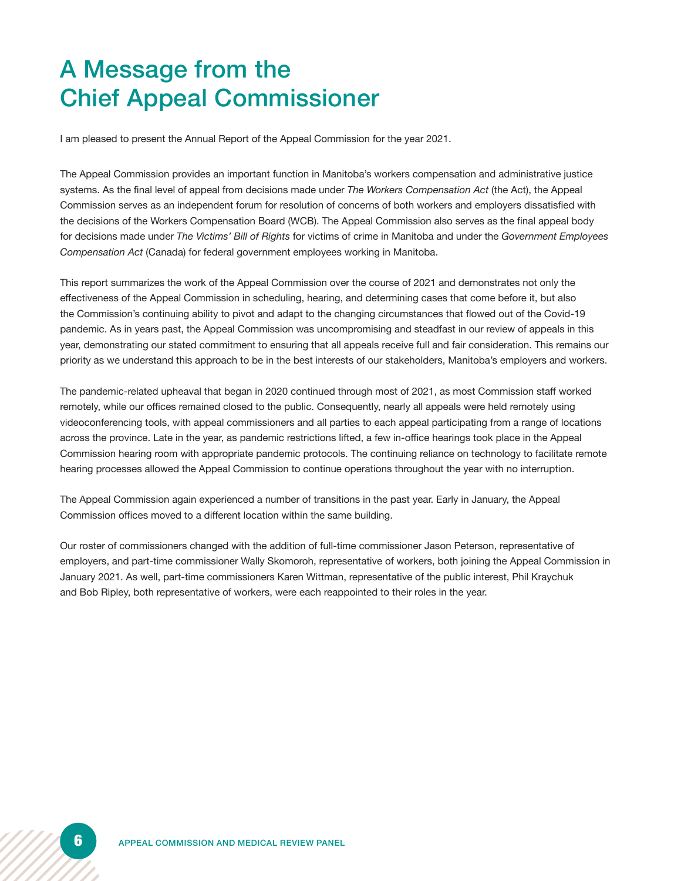# A Message from the Chief Appeal Commissioner

I am pleased to present the Annual Report of the Appeal Commission for the year 2021.

The Appeal Commission provides an important function in Manitoba's workers compensation and administrative justice systems. As the final level of appeal from decisions made under *The Workers Compensation Act* (the Act), the Appeal Commission serves as an independent forum for resolution of concerns of both workers and employers dissatisfied with the decisions of the Workers Compensation Board (WCB). The Appeal Commission also serves as the final appeal body for decisions made under *The Victims' Bill of Rights* for victims of crime in Manitoba and under the *Government Employees Compensation Act* (Canada) for federal government employees working in Manitoba.

This report summarizes the work of the Appeal Commission over the course of 2021 and demonstrates not only the effectiveness of the Appeal Commission in scheduling, hearing, and determining cases that come before it, but also the Commission's continuing ability to pivot and adapt to the changing circumstances that flowed out of the Covid-19 pandemic. As in years past, the Appeal Commission was uncompromising and steadfast in our review of appeals in this year, demonstrating our stated commitment to ensuring that all appeals receive full and fair consideration. This remains our priority as we understand this approach to be in the best interests of our stakeholders, Manitoba's employers and workers.

The pandemic-related upheaval that began in 2020 continued through most of 2021, as most Commission staff worked remotely, while our offices remained closed to the public. Consequently, nearly all appeals were held remotely using videoconferencing tools, with appeal commissioners and all parties to each appeal participating from a range of locations across the province. Late in the year, as pandemic restrictions lifted, a few in-office hearings took place in the Appeal Commission hearing room with appropriate pandemic protocols. The continuing reliance on technology to facilitate remote hearing processes allowed the Appeal Commission to continue operations throughout the year with no interruption.

The Appeal Commission again experienced a number of transitions in the past year. Early in January, the Appeal Commission offices moved to a different location within the same building.

Our roster of commissioners changed with the addition of full-time commissioner Jason Peterson, representative of employers, and part-time commissioner Wally Skomoroh, representative of workers, both joining the Appeal Commission in January 2021. As well, part-time commissioners Karen Wittman, representative of the public interest, Phil Kraychuk and Bob Ripley, both representative of workers, were each reappointed to their roles in the year.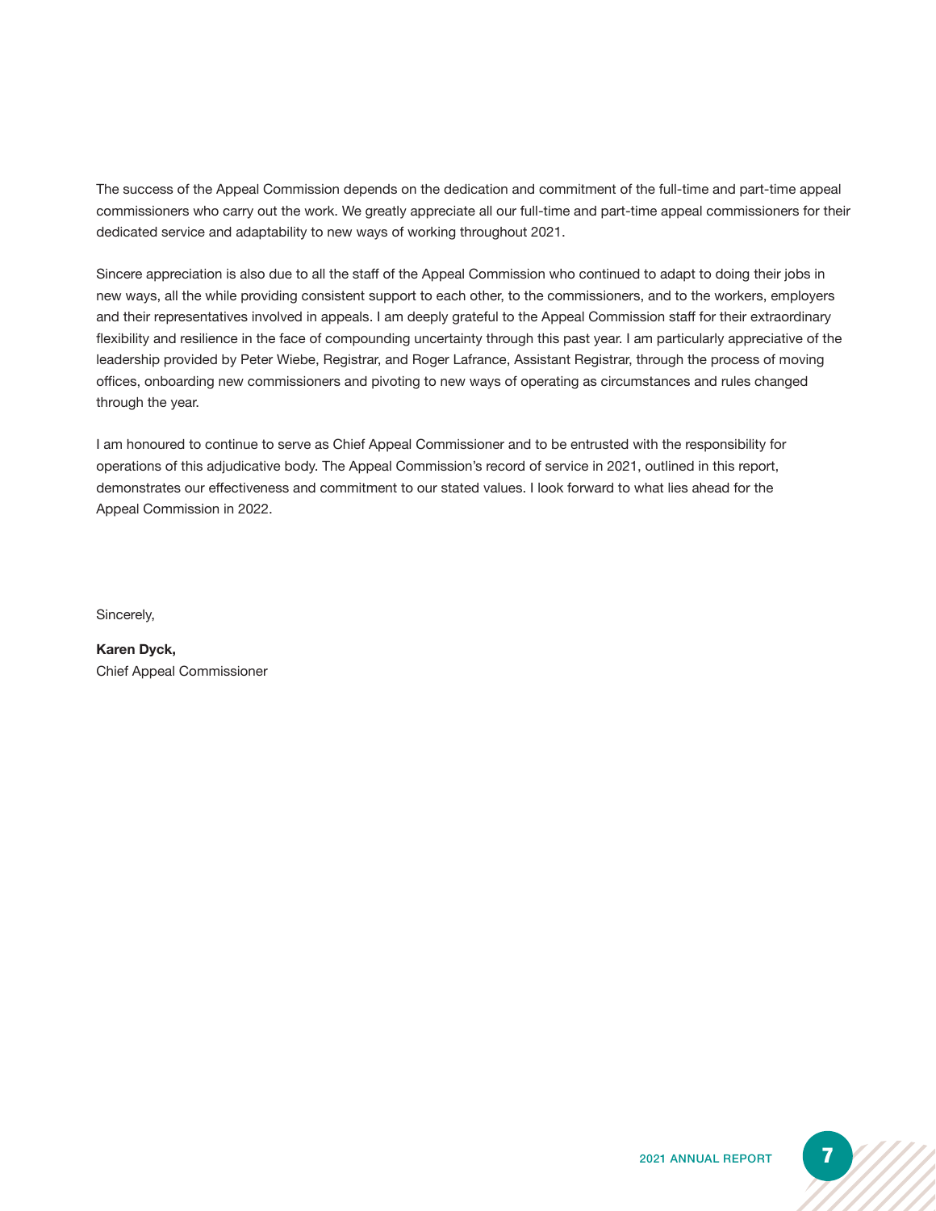The success of the Appeal Commission depends on the dedication and commitment of the full-time and part-time appeal commissioners who carry out the work. We greatly appreciate all our full-time and part-time appeal commissioners for their dedicated service and adaptability to new ways of working throughout 2021.

Sincere appreciation is also due to all the staff of the Appeal Commission who continued to adapt to doing their jobs in new ways, all the while providing consistent support to each other, to the commissioners, and to the workers, employers and their representatives involved in appeals. I am deeply grateful to the Appeal Commission staff for their extraordinary flexibility and resilience in the face of compounding uncertainty through this past year. I am particularly appreciative of the leadership provided by Peter Wiebe, Registrar, and Roger Lafrance, Assistant Registrar, through the process of moving offices, onboarding new commissioners and pivoting to new ways of operating as circumstances and rules changed through the year.

I am honoured to continue to serve as Chief Appeal Commissioner and to be entrusted with the responsibility for operations of this adjudicative body. The Appeal Commission's record of service in 2021, outlined in this report, demonstrates our effectiveness and commitment to our stated values. I look forward to what lies ahead for the Appeal Commission in 2022.

Sincerely,

**Karen Dyck,**
Chief Appeal Commissioner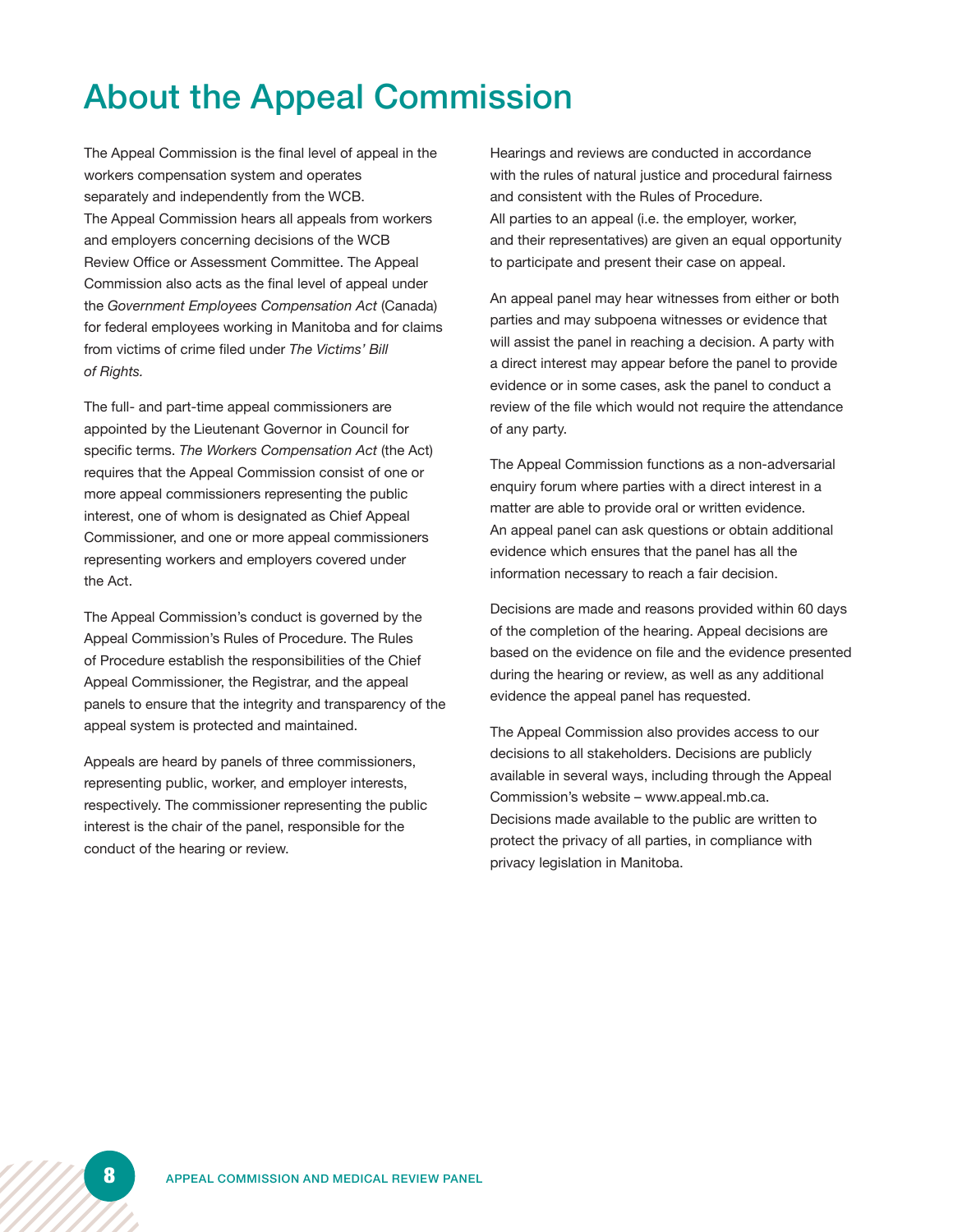# About the Appeal Commission

The Appeal Commission is the final level of appeal in the workers compensation system and operates separately and independently from the WCB. The Appeal Commission hears all appeals from workers and employers concerning decisions of the WCB Review Office or Assessment Committee. The Appeal Commission also acts as the final level of appeal under the *Government Employees Compensation Act* (Canada) for federal employees working in Manitoba and for claims from victims of crime filed under *The Victims' Bill of Rights.*

The full- and part-time appeal commissioners are appointed by the Lieutenant Governor in Council for specific terms. *The Workers Compensation Act* (the Act) requires that the Appeal Commission consist of one or more appeal commissioners representing the public interest, one of whom is designated as Chief Appeal Commissioner, and one or more appeal commissioners representing workers and employers covered under the Act.

The Appeal Commission's conduct is governed by the Appeal Commission's Rules of Procedure. The Rules of Procedure establish the responsibilities of the Chief Appeal Commissioner, the Registrar, and the appeal panels to ensure that the integrity and transparency of the appeal system is protected and maintained.

Appeals are heard by panels of three commissioners, representing public, worker, and employer interests, respectively. The commissioner representing the public interest is the chair of the panel, responsible for the conduct of the hearing or review.

Hearings and reviews are conducted in accordance with the rules of natural justice and procedural fairness and consistent with the Rules of Procedure. All parties to an appeal (i.e. the employer, worker, and their representatives) are given an equal opportunity to participate and present their case on appeal.

An appeal panel may hear witnesses from either or both parties and may subpoena witnesses or evidence that will assist the panel in reaching a decision. A party with a direct interest may appear before the panel to provide evidence or in some cases, ask the panel to conduct a review of the file which would not require the attendance of any party.

The Appeal Commission functions as a non-adversarial enquiry forum where parties with a direct interest in a matter are able to provide oral or written evidence. An appeal panel can ask questions or obtain additional evidence which ensures that the panel has all the information necessary to reach a fair decision.

Decisions are made and reasons provided within 60 days of the completion of the hearing. Appeal decisions are based on the evidence on file and the evidence presented during the hearing or review, as well as any additional evidence the appeal panel has requested.

The Appeal Commission also provides access to our decisions to all stakeholders. Decisions are publicly available in several ways, including through the Appeal Commission's website – www.appeal.mb.ca. Decisions made available to the public are written to protect the privacy of all parties, in compliance with privacy legislation in Manitoba.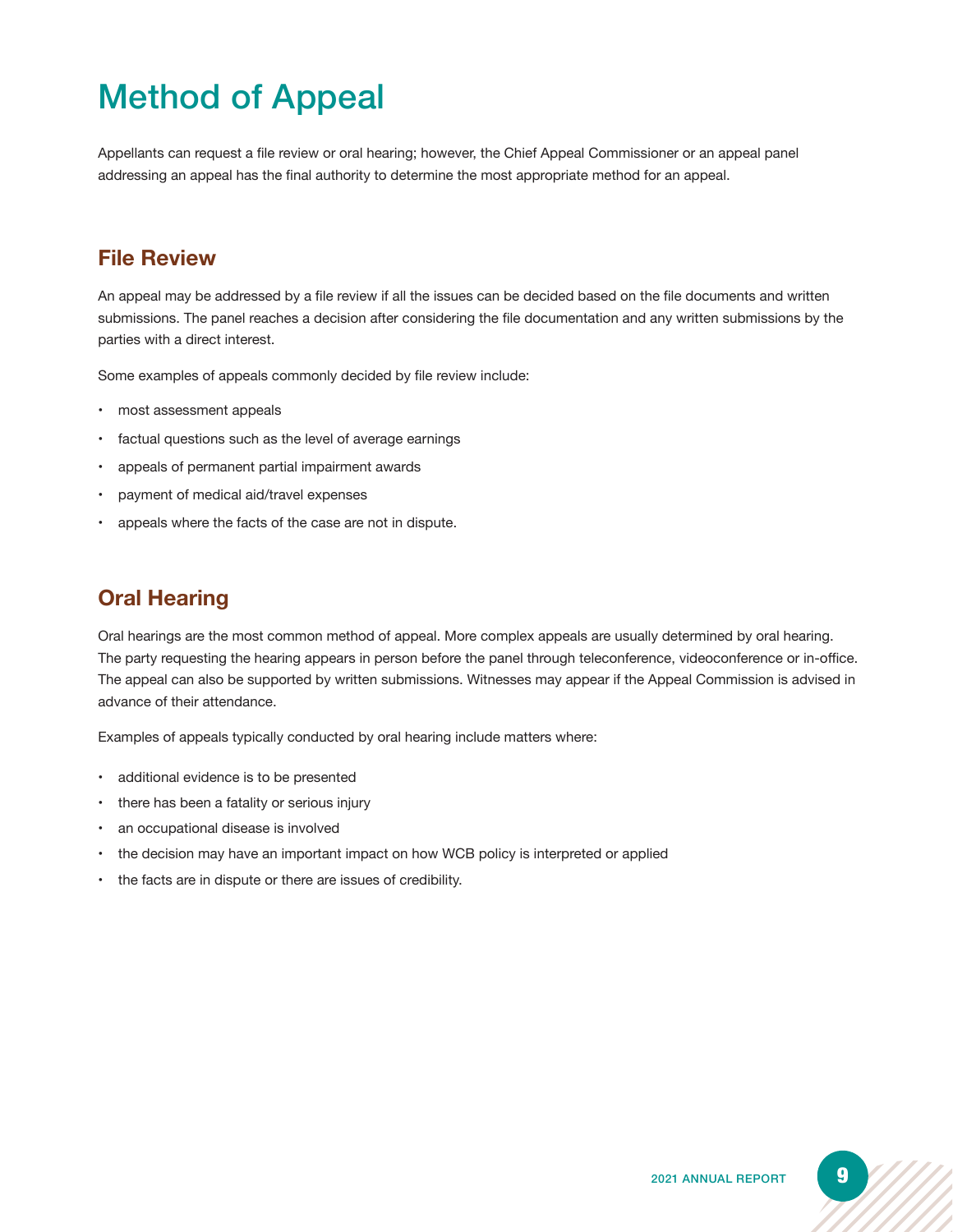# Method of Appeal

Appellants can request a file review or oral hearing; however, the Chief Appeal Commissioner or an appeal panel addressing an appeal has the final authority to determine the most appropriate method for an appeal.

## File Review

An appeal may be addressed by a file review if all the issues can be decided based on the file documents and written submissions. The panel reaches a decision after considering the file documentation and any written submissions by the parties with a direct interest.

Some examples of appeals commonly decided by file review include:

- most assessment appeals
- factual questions such as the level of average earnings
- appeals of permanent partial impairment awards
- payment of medical aid/travel expenses
- appeals where the facts of the case are not in dispute.

## Oral Hearing

Oral hearings are the most common method of appeal. More complex appeals are usually determined by oral hearing. The party requesting the hearing appears in person before the panel through teleconference, videoconference or in-office. The appeal can also be supported by written submissions. Witnesses may appear if the Appeal Commission is advised in advance of their attendance.

Examples of appeals typically conducted by oral hearing include matters where:

- additional evidence is to be presented
- there has been a fatality or serious injury
- an occupational disease is involved
- the decision may have an important impact on how WCB policy is interpreted or applied
- the facts are in dispute or there are issues of credibility.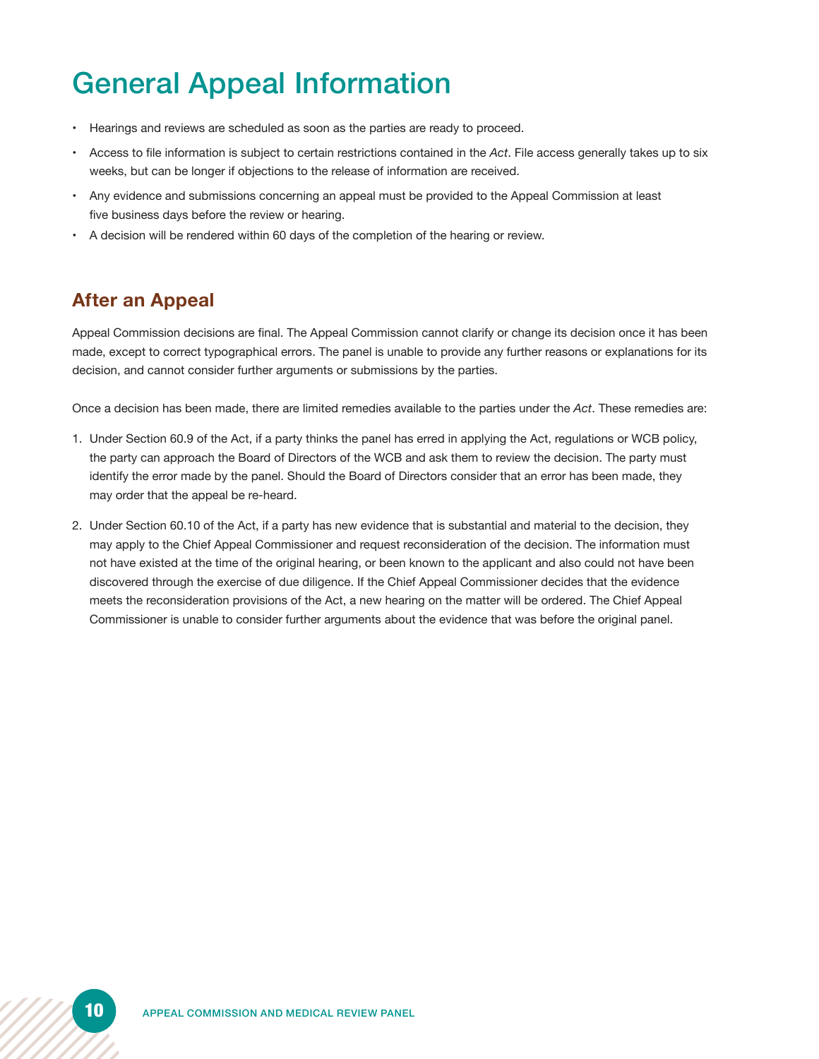# General Appeal Information

- Hearings and reviews are scheduled as soon as the parties are ready to proceed.
- Access to file information is subject to certain restrictions contained in the *Act*. File access generally takes up to six weeks, but can be longer if objections to the release of information are received.
- Any evidence and submissions concerning an appeal must be provided to the Appeal Commission at least five business days before the review or hearing.
- A decision will be rendered within 60 days of the completion of the hearing or review.

## After an Appeal

Appeal Commission decisions are final. The Appeal Commission cannot clarify or change its decision once it has been made, except to correct typographical errors. The panel is unable to provide any further reasons or explanations for its decision, and cannot consider further arguments or submissions by the parties.

Once a decision has been made, there are limited remedies available to the parties under the *Act*. These remedies are:

1. Under Section 60.9 of the Act, if a party thinks the panel has erred in applying the Act, regulations or WCB policy, the party can approach the Board of Directors of the WCB and ask them to review the decision. The party must identify the error made by the panel. Should the Board of Directors consider that an error has been made, they may order that the appeal be re-heard.
2. Under Section 60.10 of the Act, if a party has new evidence that is substantial and material to the decision, they may apply to the Chief Appeal Commissioner and request reconsideration of the decision. The information must not have existed at the time of the original hearing, or been known to the applicant and also could not have been discovered through the exercise of due diligence. If the Chief Appeal Commissioner decides that the evidence meets the reconsideration provisions of the Act, a new hearing on the matter will be ordered. The Chief Appeal Commissioner is unable to consider further arguments about the evidence that was before the original panel.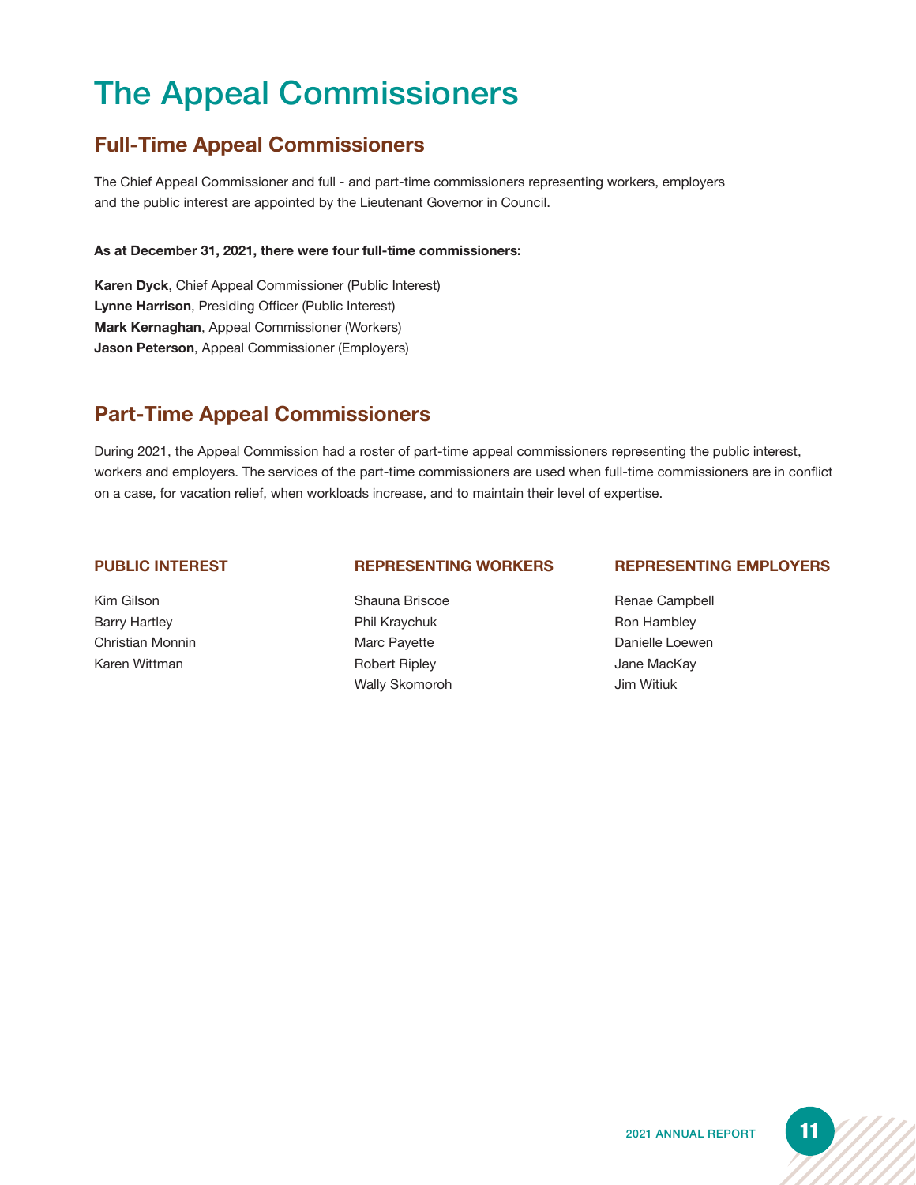# The Appeal Commissioners

## Full-Time Appeal Commissioners

The Chief Appeal Commissioner and full - and part-time commissioners representing workers, employers and the public interest are appointed by the Lieutenant Governor in Council.

**As at December 31, 2021, there were four full-time commissioners:**

**Karen Dyck**, Chief Appeal Commissioner (Public Interest)
**Lynne Harrison**, Presiding Officer (Public Interest)
**Mark Kernaghan**, Appeal Commissioner (Workers)
**Jason Peterson**, Appeal Commissioner (Employers)

## Part-Time Appeal Commissioners

During 2021, the Appeal Commission had a roster of part-time appeal commissioners representing the public interest, workers and employers. The services of the part-time commissioners are used when full-time commissioners are in conflict on a case, for vacation relief, when workloads increase, and to maintain their level of expertise.

### PUBLIC INTEREST

Kim Gilson
Barry Hartley
Christian Monnin
Karen Wittman

### REPRESENTING WORKERS

Shauna Briscoe
Phil Kraychuk
Marc Payette
Robert Ripley
Wally Skomoroh

### REPRESENTING EMPLOYERS

Renae Campbell
Ron Hambley
Danielle Loewen
Jane MacKay
Jim Witiuk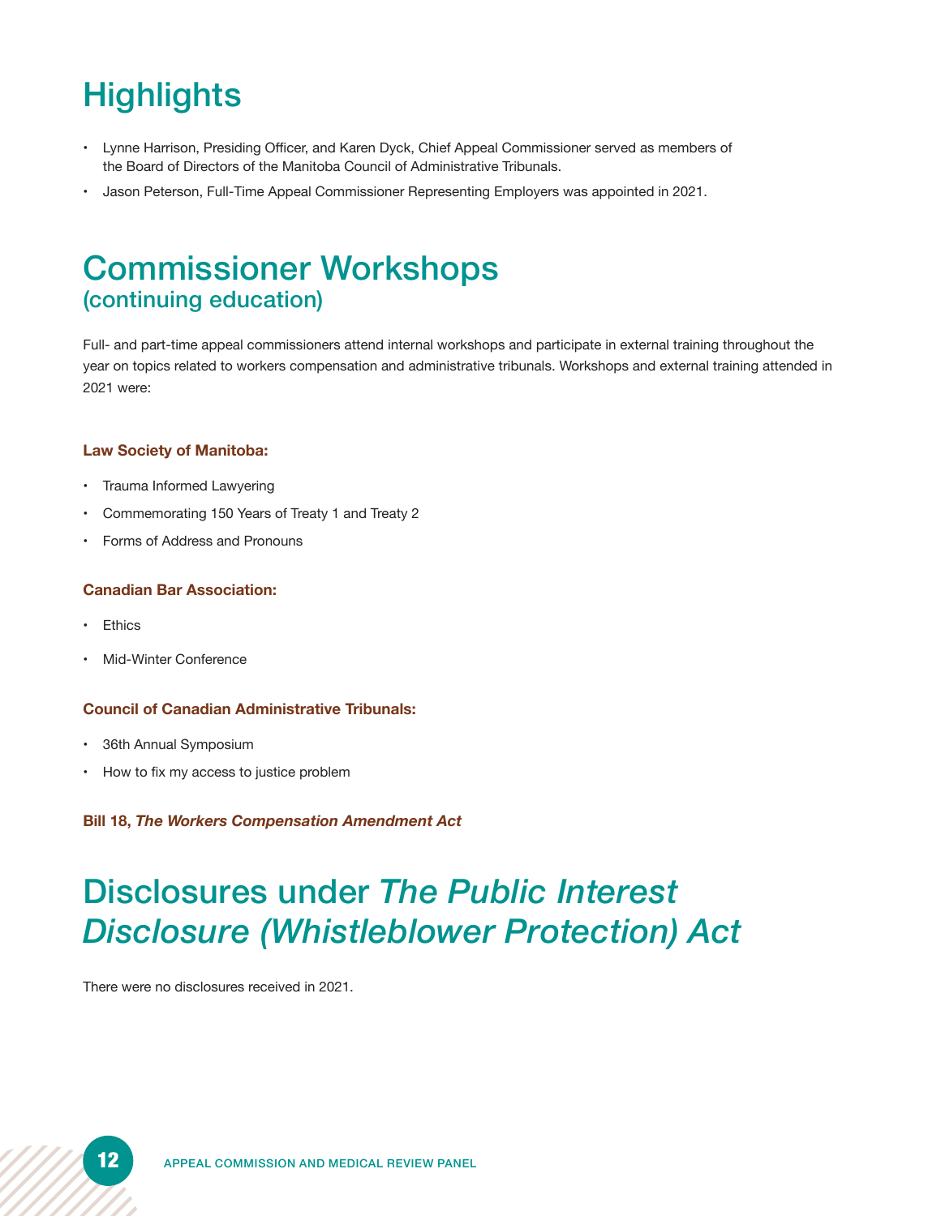# Highlights

- Lynne Harrison, Presiding Officer, and Karen Dyck, Chief Appeal Commissioner served as members of the Board of Directors of the Manitoba Council of Administrative Tribunals.
- Jason Peterson, Full-Time Appeal Commissioner Representing Employers was appointed in 2021.

# Commissioner Workshops
## (continuing education)

Full- and part-time appeal commissioners attend internal workshops and participate in external training throughout the year on topics related to workers compensation and administrative tribunals. Workshops and external training attended in 2021 were:

**Law Society of Manitoba:**

- Trauma Informed Lawyering
- Commemorating 150 Years of Treaty 1 and Treaty 2
- Forms of Address and Pronouns

**Canadian Bar Association:**

- Ethics
- Mid-Winter Conference

**Council of Canadian Administrative Tribunals:**

- 36th Annual Symposium
- How to fix my access to justice problem

**Bill 18, *The Workers Compensation Amendment Act***

# Disclosures under *The Public Interest Disclosure (Whistleblower Protection) Act*

There were no disclosures received in 2021.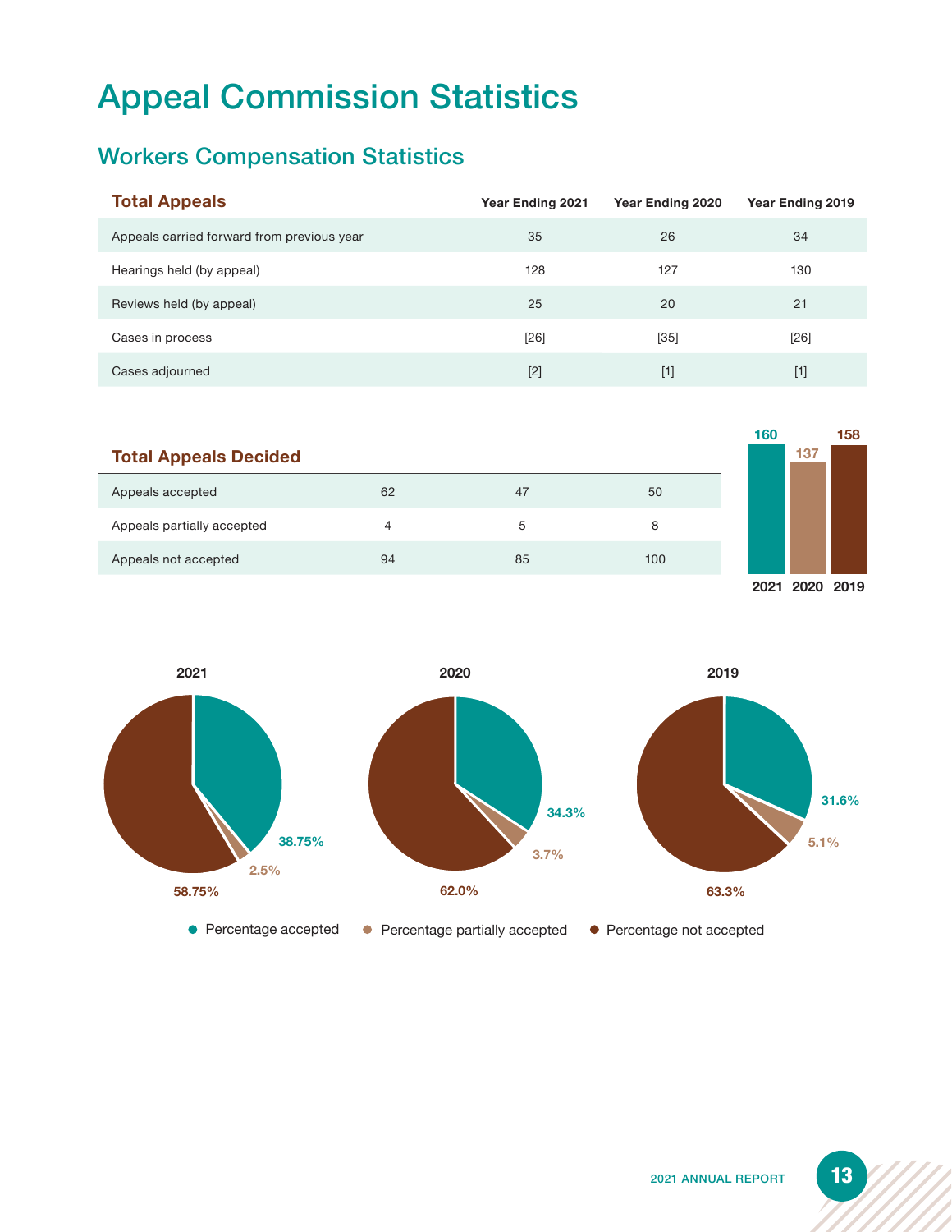# Appeal Commission Statistics

## Workers Compensation Statistics

| Total Appeals | Year Ending 2021 | Year Ending 2020 | Year Ending 2019 |
|---|---|---|---|
| Appeals carried forward from previous year | 35 | 26 | 34 |
| Hearings held (by appeal) | 128 | 127 | 130 |
| Reviews held (by appeal) | 25 | 20 | 21 |
| Cases in process | [26] | [35] | [26] |
| Cases adjourned | [2] | [1] | [1] |

| Total Appeals Decided | Year Ending 2021 | Year Ending 2020 | Year Ending 2019 |
|---|---|---|---|
| Appeals accepted | 62 | 47 | 50 |
| Appeals partially accepted | 4 | 5 | 8 |
| Appeals not accepted | 94 | 85 | 100 |
| Total | 160 | 137 | 158 |

| Year | Percentage accepted | Percentage partially accepted | Percentage not accepted |
|---|---|---|---|
| 2021 | 38.75% | 2.5% | 58.75% |
| 2020 | 34.3% | 3.7% | 62.0% |
| 2019 | 31.6% | 5.1% | 63.3% |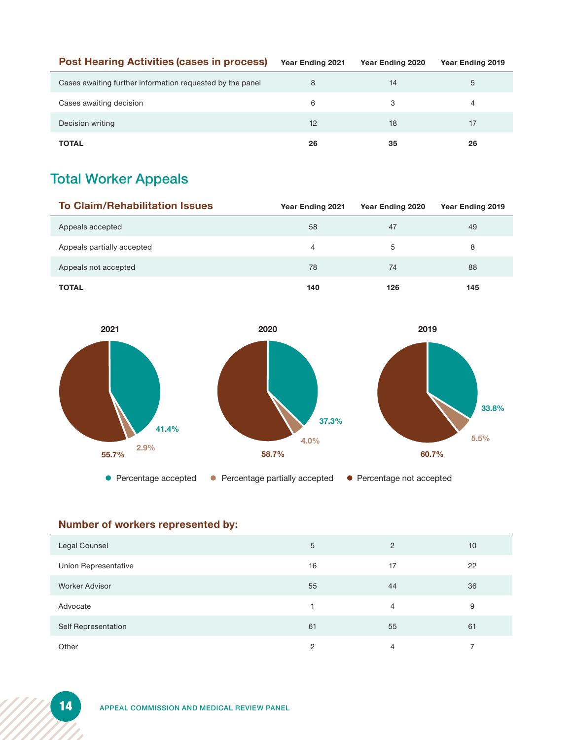| Post Hearing Activities (cases in process) | Year Ending 2021 | Year Ending 2020 | Year Ending 2019 |
|---|---|---|---|
| Cases awaiting further information requested by the panel | 8 | 14 | 5 |
| Cases awaiting decision | 6 | 3 | 4 |
| Decision writing | 12 | 18 | 17 |
| **TOTAL** | **26** | **35** | **26** |

## Total Worker Appeals

| To Claim/Rehabilitation Issues | Year Ending 2021 | Year Ending 2020 | Year Ending 2019 |
|---|---|---|---|
| Appeals accepted | 58 | 47 | 49 |
| Appeals partially accepted | 4 | 5 | 8 |
| Appeals not accepted | 78 | 74 | 88 |
| **TOTAL** | **140** | **126** | **145** |

| | 2021 | 2020 | 2019 |
|---|---|---|---|
| Percentage accepted | 41.4% | 37.3% | 33.8% |
| Percentage partially accepted | 2.9% | 4.0% | 5.5% |
| Percentage not accepted | 55.7% | 58.7% | 60.7% |

| Number of workers represented by: | Year Ending 2021 | Year Ending 2020 | Year Ending 2019 |
|---|---|---|---|
| Legal Counsel | 5 | 2 | 10 |
| Union Representative | 16 | 17 | 22 |
| Worker Advisor | 55 | 44 | 36 |
| Advocate | 1 | 4 | 9 |
| Self Representation | 61 | 55 | 61 |
| Other | 2 | 4 | 7 |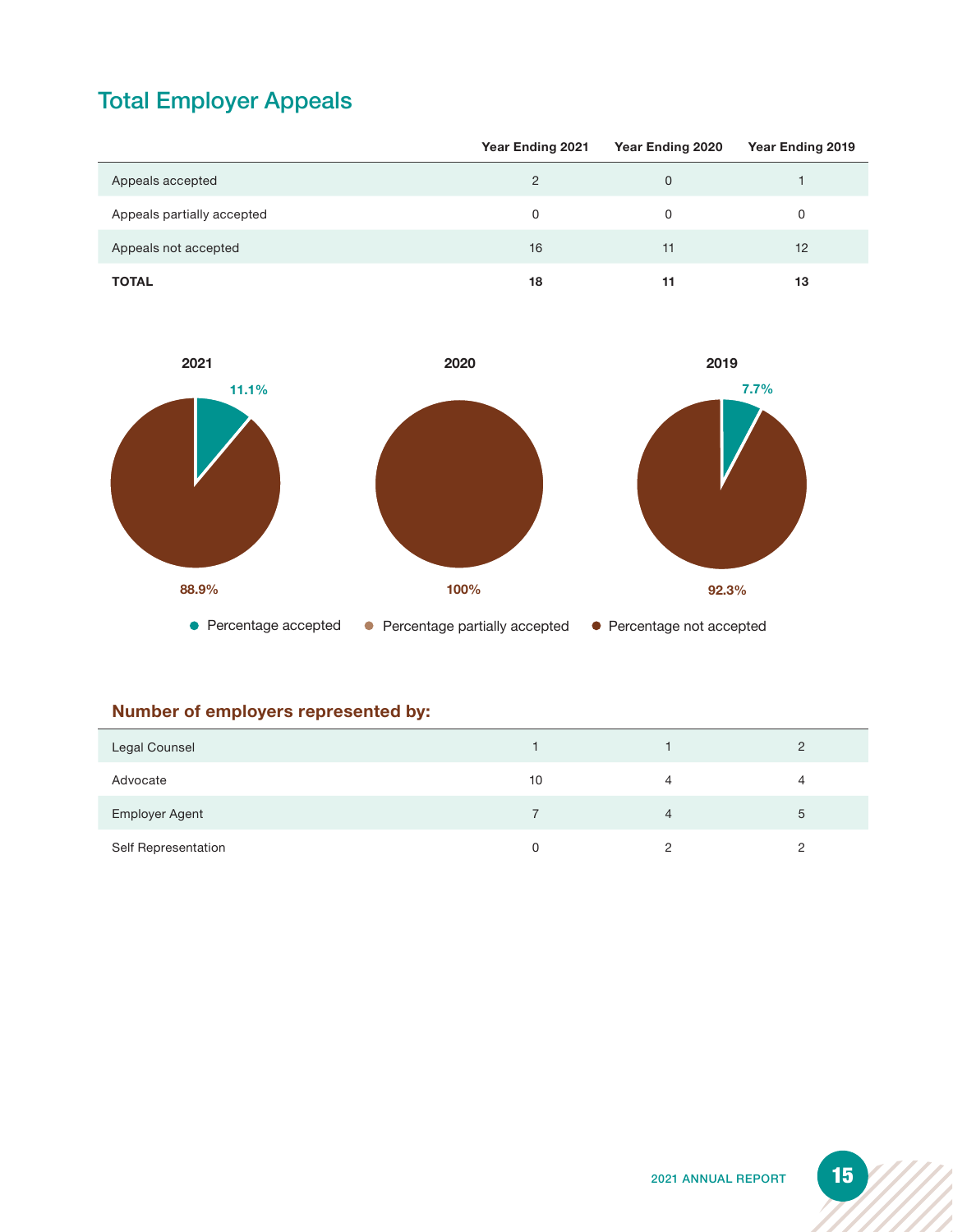## Total Employer Appeals

| | Year Ending 2021 | Year Ending 2020 | Year Ending 2019 |
|---|---|---|---|
| Appeals accepted | 2 | 0 | 1 |
| Appeals partially accepted | 0 | 0 | 0 |
| Appeals not accepted | 16 | 11 | 12 |
| **TOTAL** | **18** | **11** | **13** |

**2021**

11.1%

88.9%

**2020**

100%

**2019**

7.7%

92.3%

● Percentage accepted ● Percentage partially accepted ● Percentage not accepted

### Number of employers represented by:

| | Year Ending 2021 | Year Ending 2020 | Year Ending 2019 |
|---|---|---|---|
| Legal Counsel | 1 | 1 | 2 |
| Advocate | 10 | 4 | 4 |
| Employer Agent | 7 | 4 | 5 |
| Self Representation | 0 | 2 | 2 |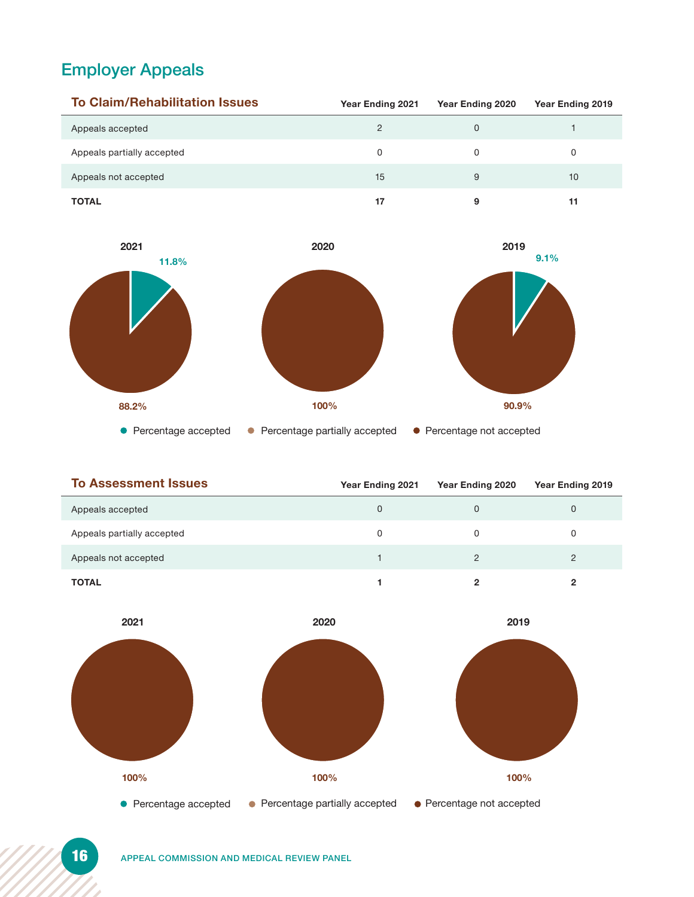## Employer Appeals

| To Claim/Rehabilitation Issues | Year Ending 2021 | Year Ending 2020 | Year Ending 2019 |
|---|---|---|---|
| Appeals accepted | 2 | 0 | 1 |
| Appeals partially accepted | 0 | 0 | 0 |
| Appeals not accepted | 15 | 9 | 10 |
| **TOTAL** | **17** | **9** | **11** |

**2021**: 11.8% / 88.2%

**2020**: 100%

**2019**: 9.1% / 90.9%

● Percentage accepted ● Percentage partially accepted ● Percentage not accepted

| To Assessment Issues | Year Ending 2021 | Year Ending 2020 | Year Ending 2019 |
|---|---|---|---|
| Appeals accepted | 0 | 0 | 0 |
| Appeals partially accepted | 0 | 0 | 0 |
| Appeals not accepted | 1 | 2 | 2 |
| **TOTAL** | **1** | **2** | **2** |

**2021**: 100%

**2020**: 100%

**2019**: 100%

● Percentage accepted ● Percentage partially accepted ● Percentage not accepted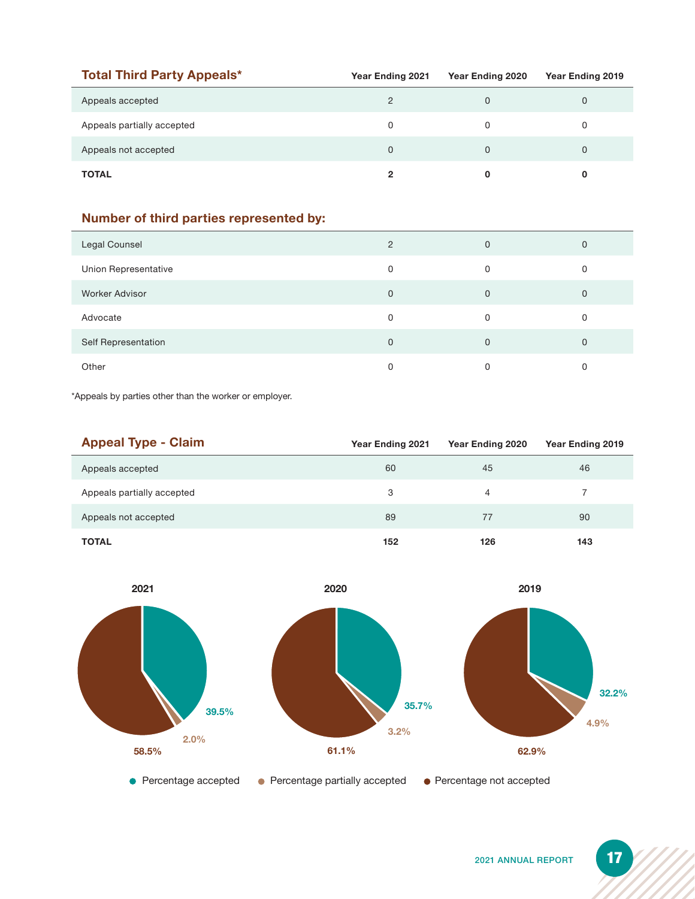## Total Third Party Appeals*

| Total Third Party Appeals* | Year Ending 2021 | Year Ending 2020 | Year Ending 2019 |
|---|---|---|---|
| Appeals accepted | 2 | 0 | 0 |
| Appeals partially accepted | 0 | 0 | 0 |
| Appeals not accepted | 0 | 0 | 0 |
| **TOTAL** | **2** | **0** | **0** |

## Number of third parties represented by:

| Number of third parties represented by: | Year Ending 2021 | Year Ending 2020 | Year Ending 2019 |
|---|---|---|---|
| Legal Counsel | 2 | 0 | 0 |
| Union Representative | 0 | 0 | 0 |
| Worker Advisor | 0 | 0 | 0 |
| Advocate | 0 | 0 | 0 |
| Self Representation | 0 | 0 | 0 |
| Other | 0 | 0 | 0 |

*Appeals by parties other than the worker or employer.

## Appeal Type - Claim

| Appeal Type - Claim | Year Ending 2021 | Year Ending 2020 | Year Ending 2019 |
|---|---|---|---|
| Appeals accepted | 60 | 45 | 46 |
| Appeals partially accepted | 3 | 4 | 7 |
| Appeals not accepted | 89 | 77 | 90 |
| **TOTAL** | **152** | **126** | **143** |

| | 2021 | 2020 | 2019 |
|---|---|---|---|
| Percentage accepted | 39.5% | 35.7% | 32.2% |
| Percentage partially accepted | 2.0% | 3.2% | 4.9% |
| Percentage not accepted | 58.5% | 61.1% | 62.9% |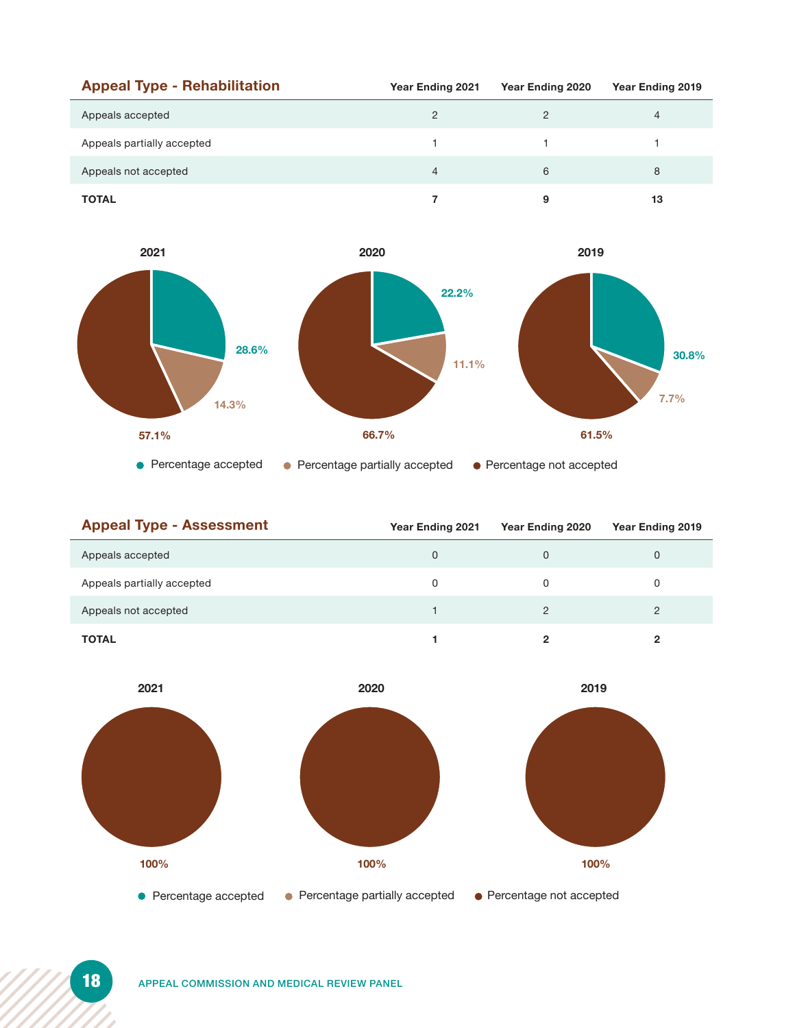## Appeal Type - Rehabilitation

| | Year Ending 2021 | Year Ending 2020 | Year Ending 2019 |
|---|---|---|---|
| Appeals accepted | 2 | 2 | 4 |
| Appeals partially accepted | 1 | 1 | 1 |
| Appeals not accepted | 4 | 6 | 8 |
| **TOTAL** | **7** | **9** | **13** |

**2021**

28.6%

14.3%

57.1%

**2020**

22.2%

11.1%

66.7%

**2019**

30.8%

7.7%

61.5%

● Percentage accepted ● Percentage partially accepted ● Percentage not accepted

## Appeal Type - Assessment

| | Year Ending 2021 | Year Ending 2020 | Year Ending 2019 |
|---|---|---|---|
| Appeals accepted | 0 | 0 | 0 |
| Appeals partially accepted | 0 | 0 | 0 |
| Appeals not accepted | 1 | 2 | 2 |
| **TOTAL** | **1** | **2** | **2** |

**2021**

100%

**2020**

100%

**2019**

100%

● Percentage accepted ● Percentage partially accepted ● Percentage not accepted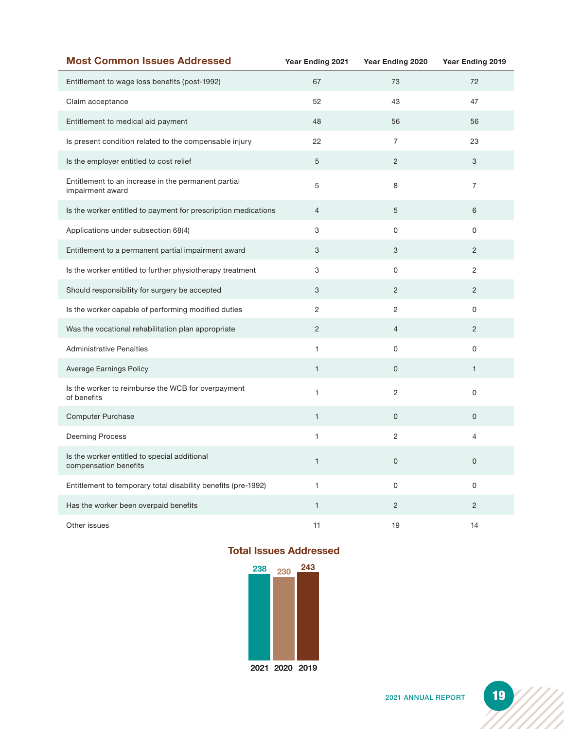| Most Common Issues Addressed | Year Ending 2021 | Year Ending 2020 | Year Ending 2019 |
|---|---|---|---|
| Entitlement to wage loss benefits (post-1992) | 67 | 73 | 72 |
| Claim acceptance | 52 | 43 | 47 |
| Entitlement to medical aid payment | 48 | 56 | 56 |
| Is present condition related to the compensable injury | 22 | 7 | 23 |
| Is the employer entitled to cost relief | 5 | 2 | 3 |
| Entitlement to an increase in the permanent partial impairment award | 5 | 8 | 7 |
| Is the worker entitled to payment for prescription medications | 4 | 5 | 6 |
| Applications under subsection 68(4) | 3 | 0 | 0 |
| Entitlement to a permanent partial impairment award | 3 | 3 | 2 |
| Is the worker entitled to further physiotherapy treatment | 3 | 0 | 2 |
| Should responsibility for surgery be accepted | 3 | 2 | 2 |
| Is the worker capable of performing modified duties | 2 | 2 | 0 |
| Was the vocational rehabilitation plan appropriate | 2 | 4 | 2 |
| Administrative Penalties | 1 | 0 | 0 |
| Average Earnings Policy | 1 | 0 | 1 |
| Is the worker to reimburse the WCB for overpayment of benefits | 1 | 2 | 0 |
| Computer Purchase | 1 | 0 | 0 |
| Deeming Process | 1 | 2 | 4 |
| Is the worker entitled to special additional compensation benefits | 1 | 0 | 0 |
| Entitlement to temporary total disability benefits (pre-1992) | 1 | 0 | 0 |
| Has the worker been overpaid benefits | 1 | 2 | 2 |
| Other issues | 11 | 19 | 14 |

## Total Issues Addressed

| 2021 | 2020 | 2019 |
|---|---|---|
| 238 | 230 | 243 |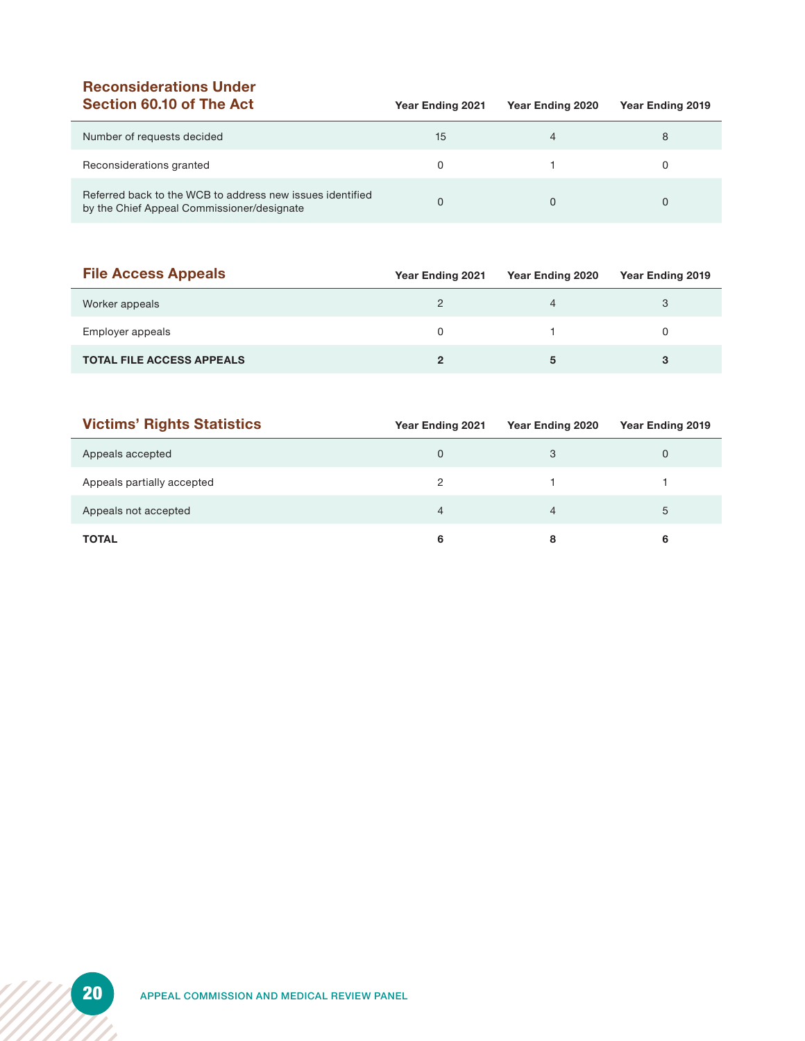| Reconsiderations Under Section 60.10 of The Act | Year Ending 2021 | Year Ending 2020 | Year Ending 2019 |
|---|---|---|---|
| Number of requests decided | 15 | 4 | 8 |
| Reconsiderations granted | 0 | 1 | 0 |
| Referred back to the WCB to address new issues identified by the Chief Appeal Commissioner/designate | 0 | 0 | 0 |

| File Access Appeals | Year Ending 2021 | Year Ending 2020 | Year Ending 2019 |
|---|---|---|---|
| Worker appeals | 2 | 4 | 3 |
| Employer appeals | 0 | 1 | 0 |
| **TOTAL FILE ACCESS APPEALS** | **2** | **5** | **3** |

| Victims' Rights Statistics | Year Ending 2021 | Year Ending 2020 | Year Ending 2019 |
|---|---|---|---|
| Appeals accepted | 0 | 3 | 0 |
| Appeals partially accepted | 2 | 1 | 1 |
| Appeals not accepted | 4 | 4 | 5 |
| **TOTAL** | **6** | **8** | **6** |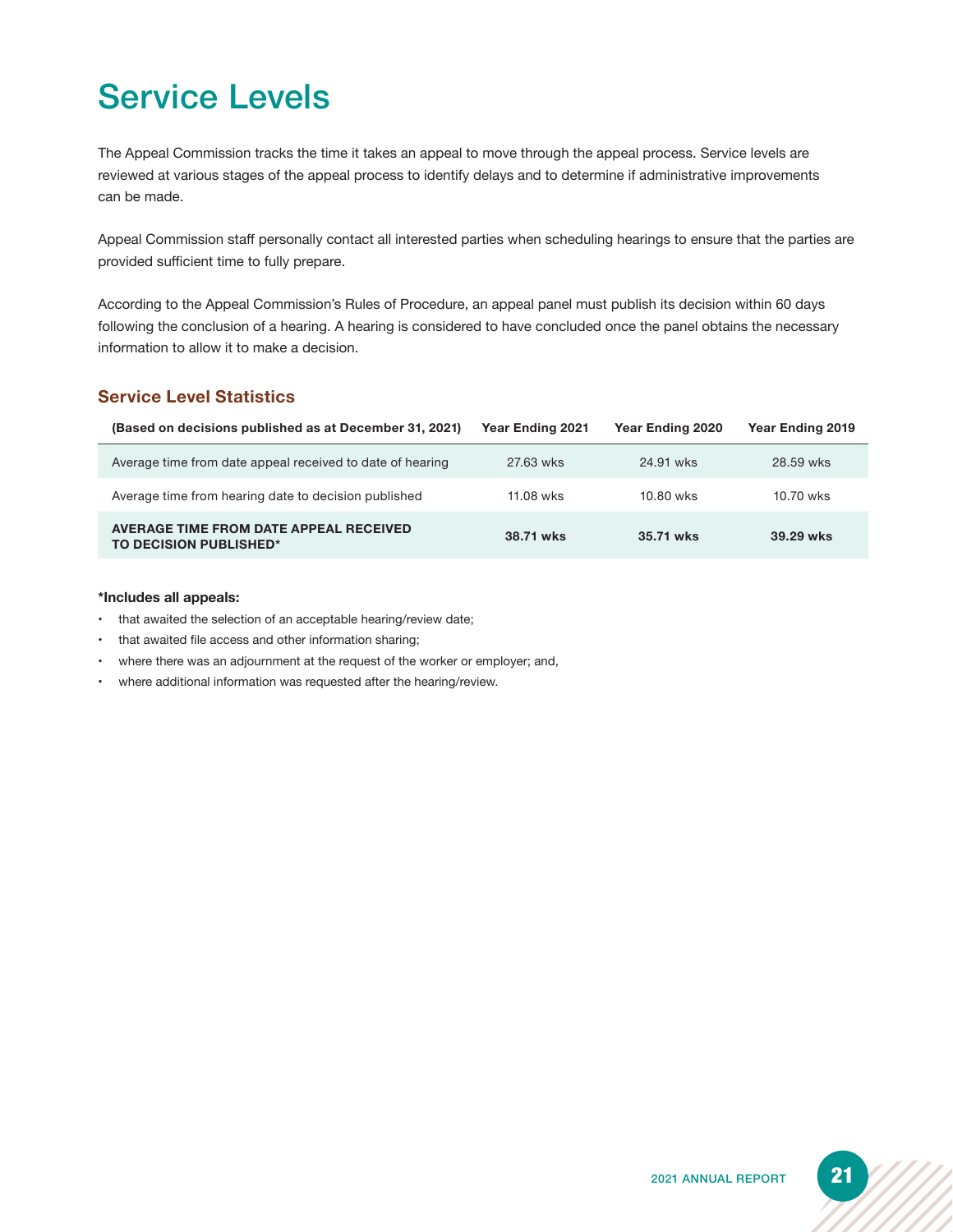# Service Levels

The Appeal Commission tracks the time it takes an appeal to move through the appeal process. Service levels are reviewed at various stages of the appeal process to identify delays and to determine if administrative improvements can be made.

Appeal Commission staff personally contact all interested parties when scheduling hearings to ensure that the parties are provided sufficient time to fully prepare.

According to the Appeal Commission's Rules of Procedure, an appeal panel must publish its decision within 60 days following the conclusion of a hearing. A hearing is considered to have concluded once the panel obtains the necessary information to allow it to make a decision.

## Service Level Statistics

| (Based on decisions published as at December 31, 2021) | Year Ending 2021 | Year Ending 2020 | Year Ending 2019 |
|---|---|---|---|
| Average time from date appeal received to date of hearing | 27.63 wks | 24.91 wks | 28.59 wks |
| Average time from hearing date to decision published | 11.08 wks | 10.80 wks | 10.70 wks |
| **AVERAGE TIME FROM DATE APPEAL RECEIVED TO DECISION PUBLISHED*** | **38.71 wks** | **35.71 wks** | **39.29 wks** |

**\*Includes all appeals:**

- that awaited the selection of an acceptable hearing/review date;
- that awaited file access and other information sharing;
- where there was an adjournment at the request of the worker or employer; and,
- where additional information was requested after the hearing/review.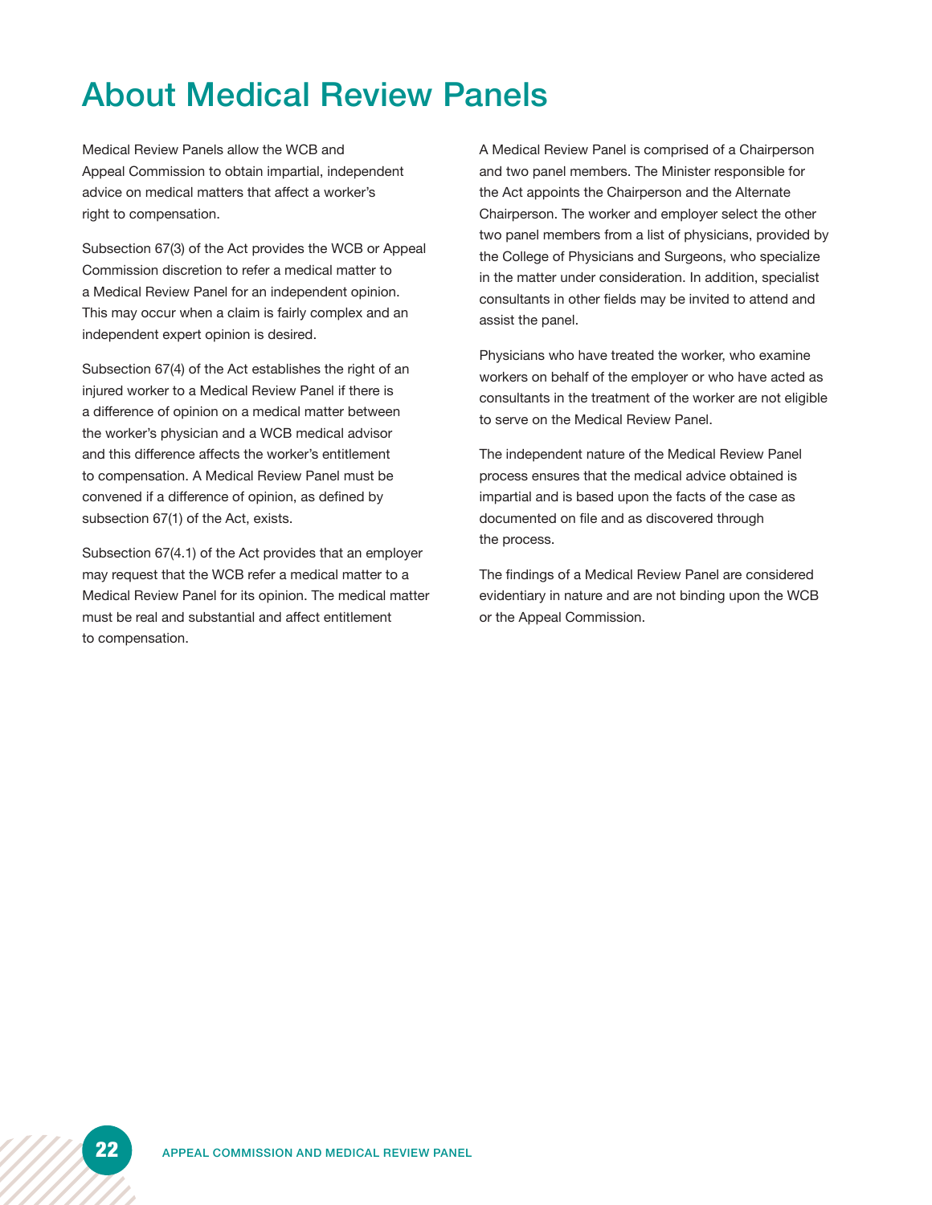# About Medical Review Panels

Medical Review Panels allow the WCB and Appeal Commission to obtain impartial, independent advice on medical matters that affect a worker's right to compensation.

Subsection 67(3) of the Act provides the WCB or Appeal Commission discretion to refer a medical matter to a Medical Review Panel for an independent opinion. This may occur when a claim is fairly complex and an independent expert opinion is desired.

Subsection 67(4) of the Act establishes the right of an injured worker to a Medical Review Panel if there is a difference of opinion on a medical matter between the worker's physician and a WCB medical advisor and this difference affects the worker's entitlement to compensation. A Medical Review Panel must be convened if a difference of opinion, as defined by subsection 67(1) of the Act, exists.

Subsection 67(4.1) of the Act provides that an employer may request that the WCB refer a medical matter to a Medical Review Panel for its opinion. The medical matter must be real and substantial and affect entitlement to compensation.

A Medical Review Panel is comprised of a Chairperson and two panel members. The Minister responsible for the Act appoints the Chairperson and the Alternate Chairperson. The worker and employer select the other two panel members from a list of physicians, provided by the College of Physicians and Surgeons, who specialize in the matter under consideration. In addition, specialist consultants in other fields may be invited to attend and assist the panel.

Physicians who have treated the worker, who examine workers on behalf of the employer or who have acted as consultants in the treatment of the worker are not eligible to serve on the Medical Review Panel.

The independent nature of the Medical Review Panel process ensures that the medical advice obtained is impartial and is based upon the facts of the case as documented on file and as discovered through the process.

The findings of a Medical Review Panel are considered evidentiary in nature and are not binding upon the WCB or the Appeal Commission.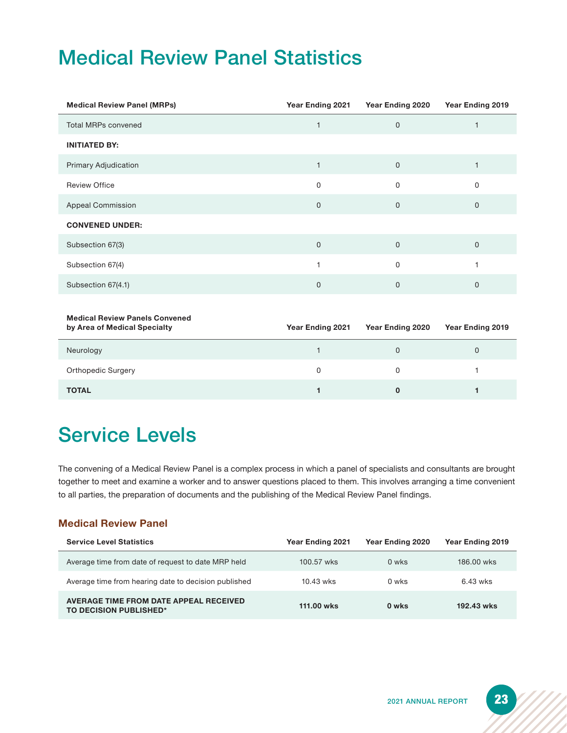# Medical Review Panel Statistics

| Medical Review Panel (MRPs) | Year Ending 2021 | Year Ending 2020 | Year Ending 2019 |
|---|---|---|---|
| Total MRPs convened | 1 | 0 | 1 |
| **INITIATED BY:** | | | |
| Primary Adjudication | 1 | 0 | 1 |
| Review Office | 0 | 0 | 0 |
| Appeal Commission | 0 | 0 | 0 |
| **CONVENED UNDER:** | | | |
| Subsection 67(3) | 0 | 0 | 0 |
| Subsection 67(4) | 1 | 0 | 1 |
| Subsection 67(4.1) | 0 | 0 | 0 |

| Medical Review Panels Convened by Area of Medical Specialty | Year Ending 2021 | Year Ending 2020 | Year Ending 2019 |
|---|---|---|---|
| Neurology | 1 | 0 | 0 |
| Orthopedic Surgery | 0 | 0 | 1 |
| **TOTAL** | **1** | **0** | **1** |

# Service Levels

The convening of a Medical Review Panel is a complex process in which a panel of specialists and consultants are brought together to meet and examine a worker and to answer questions placed to them. This involves arranging a time convenient to all parties, the preparation of documents and the publishing of the Medical Review Panel findings.

### Medical Review Panel

| Service Level Statistics | Year Ending 2021 | Year Ending 2020 | Year Ending 2019 |
|---|---|---|---|
| Average time from date of request to date MRP held | 100.57 wks | 0 wks | 186.00 wks |
| Average time from hearing date to decision published | 10.43 wks | 0 wks | 6.43 wks |
| **AVERAGE TIME FROM DATE APPEAL RECEIVED TO DECISION PUBLISHED*** | **111.00 wks** | **0 wks** | **192.43 wks** |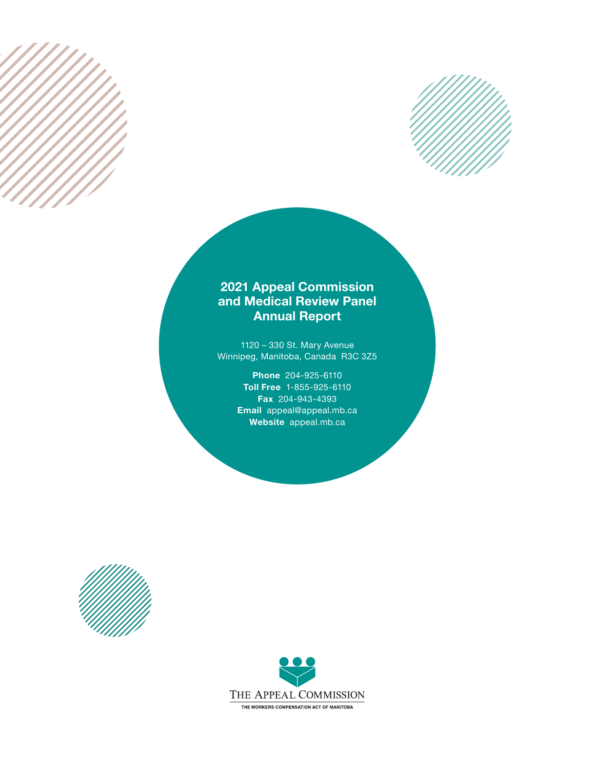**2021 Appeal Commission and Medical Review Panel Annual Report**

1120 – 330 St. Mary Avenue
Winnipeg, Manitoba, Canada  R3C 3Z5

**Phone** 204-925-6110
**Toll Free** 1-855-925-6110
**Fax** 204-943-4393
**Email** appeal@appeal.mb.ca
**Website** appeal.mb.ca

THE APPEAL COMMISSION
THE WORKERS COMPENSATION ACT OF MANITOBA